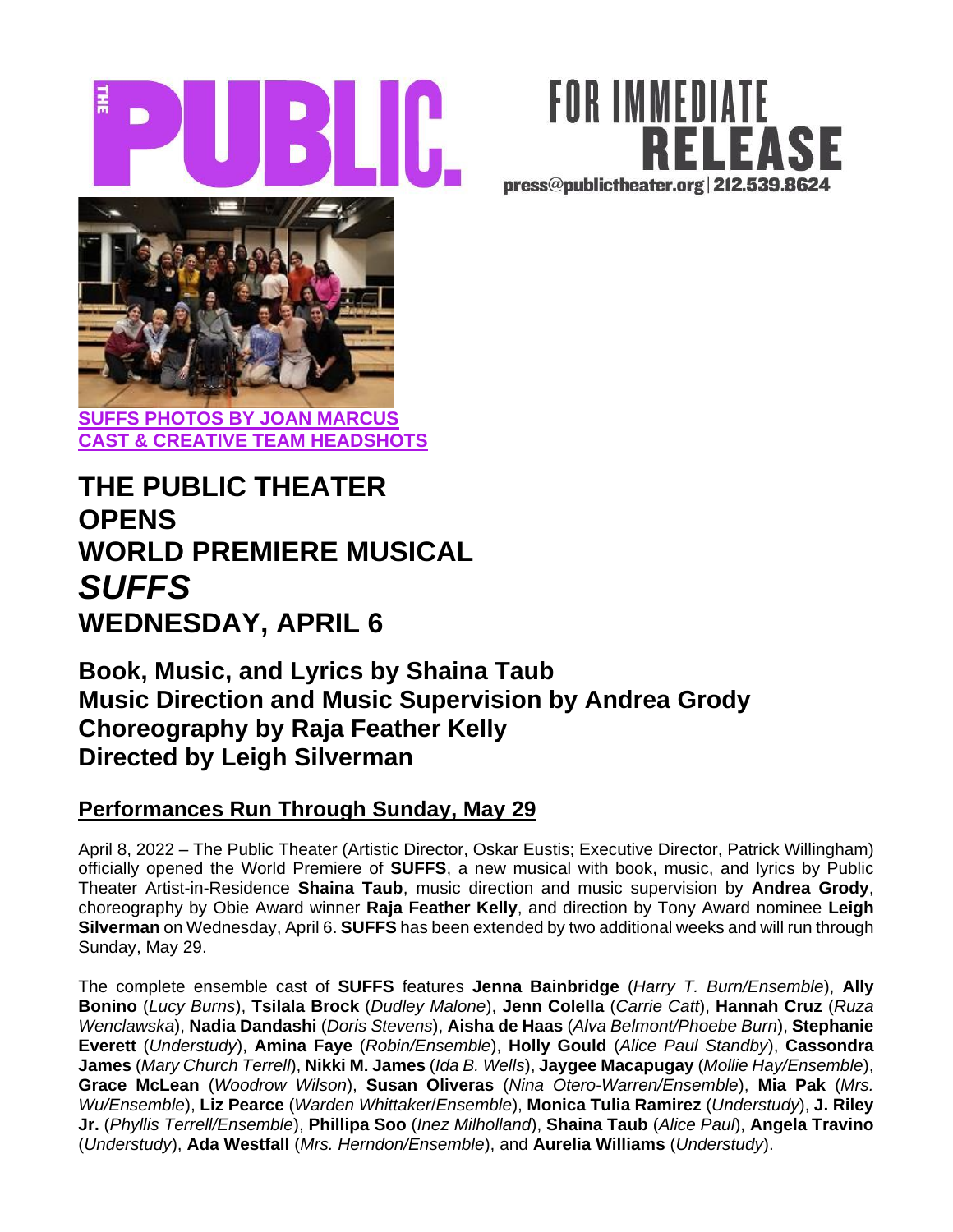THE PUBLIC.

FOR IMMEDIATE RELEASE
press@publictheater.org | 212.539.8624

SUFFS PHOTOS BY JOAN MARCUS
CAST & CREATIVE TEAM HEADSHOTS

# THE PUBLIC THEATER OPENS WORLD PREMIERE MUSICAL *SUFFS* WEDNESDAY, APRIL 6

## Book, Music, and Lyrics by Shaina Taub
## Music Direction and Music Supervision by Andrea Grody
## Choreography by Raja Feather Kelly
## Directed by Leigh Silverman

### Performances Run Through Sunday, May 29

April 8, 2022 – The Public Theater (Artistic Director, Oskar Eustis; Executive Director, Patrick Willingham) officially opened the World Premiere of **SUFFS**, a new musical with book, music, and lyrics by Public Theater Artist-in-Residence **Shaina Taub**, music direction and music supervision by **Andrea Grody**, choreography by Obie Award winner **Raja Feather Kelly**, and direction by Tony Award nominee **Leigh Silverman** on Wednesday, April 6. **SUFFS** has been extended by two additional weeks and will run through Sunday, May 29.

The complete ensemble cast of **SUFFS** features **Jenna Bainbridge** (*Harry T. Burn/Ensemble*), **Ally Bonino** (*Lucy Burns*), **Tsilala Brock** (*Dudley Malone*), **Jenn Colella** (*Carrie Catt*), **Hannah Cruz** (*Ruza Wenclawska*), **Nadia Dandashi** (*Doris Stevens*), **Aisha de Haas** (*Alva Belmont/Phoebe Burn*), **Stephanie Everett** (*Understudy*), **Amina Faye** (*Robin/Ensemble*), **Holly Gould** (*Alice Paul Standby*), **Cassondra James** (*Mary Church Terrell*), **Nikki M. James** (*Ida B. Wells*), **Jaygee Macapugay** (*Mollie Hay/Ensemble*), **Grace McLean** (*Woodrow Wilson*), **Susan Oliveras** (*Nina Otero-Warren/Ensemble*), **Mia Pak** (*Mrs. Wu/Ensemble*), **Liz Pearce** (*Warden Whittaker/Ensemble*), **Monica Tulia Ramirez** (*Understudy*), **J. Riley Jr.** (*Phyllis Terrell/Ensemble*), **Phillipa Soo** (*Inez Milholland*), **Shaina Taub** (*Alice Paul*), **Angela Travino** (*Understudy*), **Ada Westfall** (*Mrs. Herndon/Ensemble*), and **Aurelia Williams** (*Understudy*).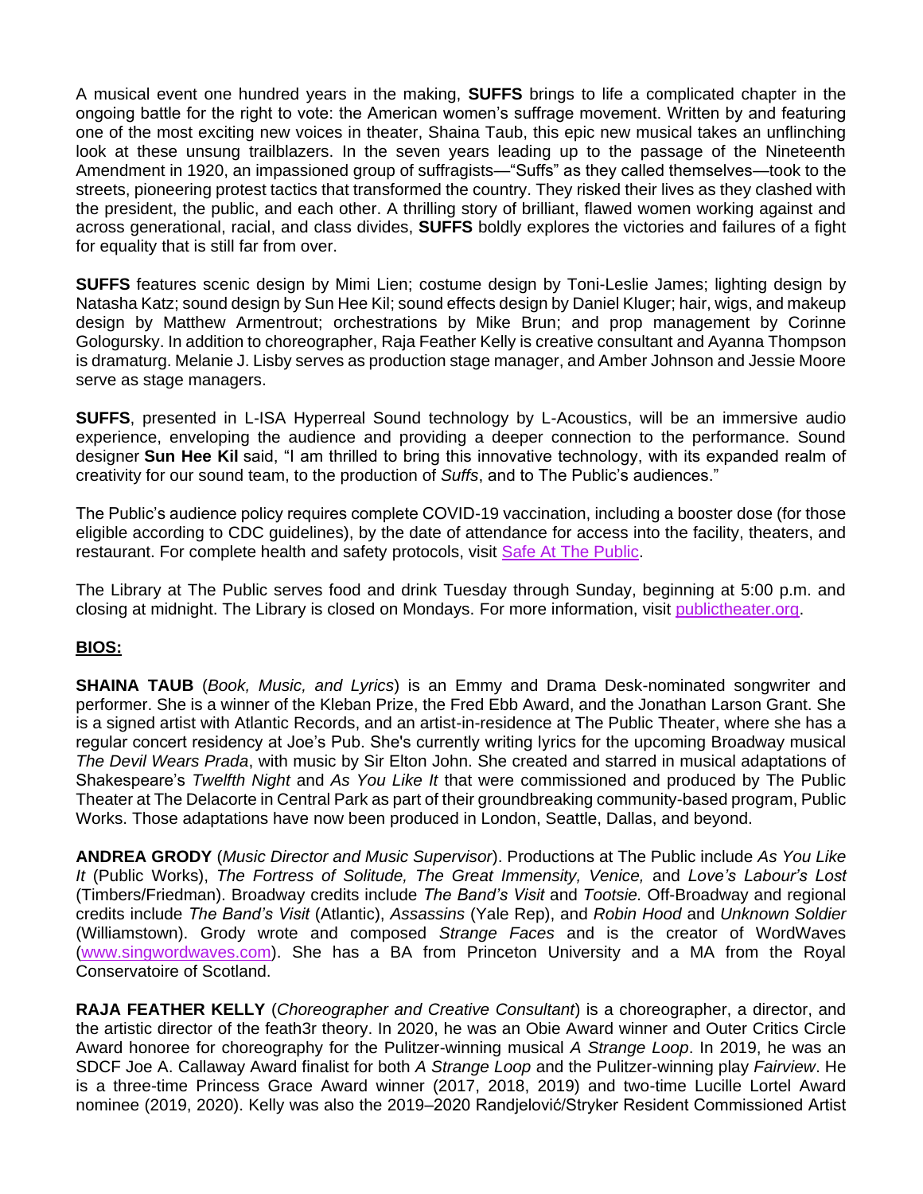A musical event one hundred years in the making, **SUFFS** brings to life a complicated chapter in the ongoing battle for the right to vote: the American women's suffrage movement. Written by and featuring one of the most exciting new voices in theater, Shaina Taub, this epic new musical takes an unflinching look at these unsung trailblazers. In the seven years leading up to the passage of the Nineteenth Amendment in 1920, an impassioned group of suffragists—"Suffs" as they called themselves—took to the streets, pioneering protest tactics that transformed the country. They risked their lives as they clashed with the president, the public, and each other. A thrilling story of brilliant, flawed women working against and across generational, racial, and class divides, **SUFFS** boldly explores the victories and failures of a fight for equality that is still far from over.

**SUFFS** features scenic design by Mimi Lien; costume design by Toni-Leslie James; lighting design by Natasha Katz; sound design by Sun Hee Kil; sound effects design by Daniel Kluger; hair, wigs, and makeup design by Matthew Armentrout; orchestrations by Mike Brun; and prop management by Corinne Gologursky. In addition to choreographer, Raja Feather Kelly is creative consultant and Ayanna Thompson is dramaturg. Melanie J. Lisby serves as production stage manager, and Amber Johnson and Jessie Moore serve as stage managers.

**SUFFS**, presented in L-ISA Hyperreal Sound technology by L-Acoustics, will be an immersive audio experience, enveloping the audience and providing a deeper connection to the performance. Sound designer **Sun Hee Kil** said, "I am thrilled to bring this innovative technology, with its expanded realm of creativity for our sound team, to the production of *Suffs*, and to The Public's audiences."

The Public's audience policy requires complete COVID-19 vaccination, including a booster dose (for those eligible according to CDC guidelines), by the date of attendance for access into the facility, theaters, and restaurant. For complete health and safety protocols, visit [Safe At The Public](Safe At The Public).

The Library at The Public serves food and drink Tuesday through Sunday, beginning at 5:00 p.m. and closing at midnight. The Library is closed on Mondays. For more information, visit [publictheater.org](publictheater.org).

**BIOS:**

**SHAINA TAUB** (*Book, Music, and Lyrics*) is an Emmy and Drama Desk-nominated songwriter and performer. She is a winner of the Kleban Prize, the Fred Ebb Award, and the Jonathan Larson Grant. She is a signed artist with Atlantic Records, and an artist-in-residence at The Public Theater, where she has a regular concert residency at Joe's Pub. She's currently writing lyrics for the upcoming Broadway musical *The Devil Wears Prada*, with music by Sir Elton John. She created and starred in musical adaptations of Shakespeare's *Twelfth Night* and *As You Like It* that were commissioned and produced by The Public Theater at The Delacorte in Central Park as part of their groundbreaking community-based program, Public Works. Those adaptations have now been produced in London, Seattle, Dallas, and beyond.

**ANDREA GRODY** (*Music Director and Music Supervisor*). Productions at The Public include *As You Like It* (Public Works), *The Fortress of Solitude, The Great Immensity, Venice,* and *Love's Labour's Lost* (Timbers/Friedman). Broadway credits include *The Band's Visit* and *Tootsie.* Off-Broadway and regional credits include *The Band's Visit* (Atlantic), *Assassins* (Yale Rep), and *Robin Hood* and *Unknown Soldier* (Williamstown). Grody wrote and composed *Strange Faces* and is the creator of WordWaves ([www.singwordwaves.com](www.singwordwaves.com)). She has a BA from Princeton University and a MA from the Royal Conservatoire of Scotland.

**RAJA FEATHER KELLY** (*Choreographer and Creative Consultant*) is a choreographer, a director, and the artistic director of the feath3r theory. In 2020, he was an Obie Award winner and Outer Critics Circle Award honoree for choreography for the Pulitzer-winning musical *A Strange Loop*. In 2019, he was an SDCF Joe A. Callaway Award finalist for both *A Strange Loop* and the Pulitzer-winning play *Fairview*. He is a three-time Princess Grace Award winner (2017, 2018, 2019) and two-time Lucille Lortel Award nominee (2019, 2020). Kelly was also the 2019–2020 Randjelović/Stryker Resident Commissioned Artist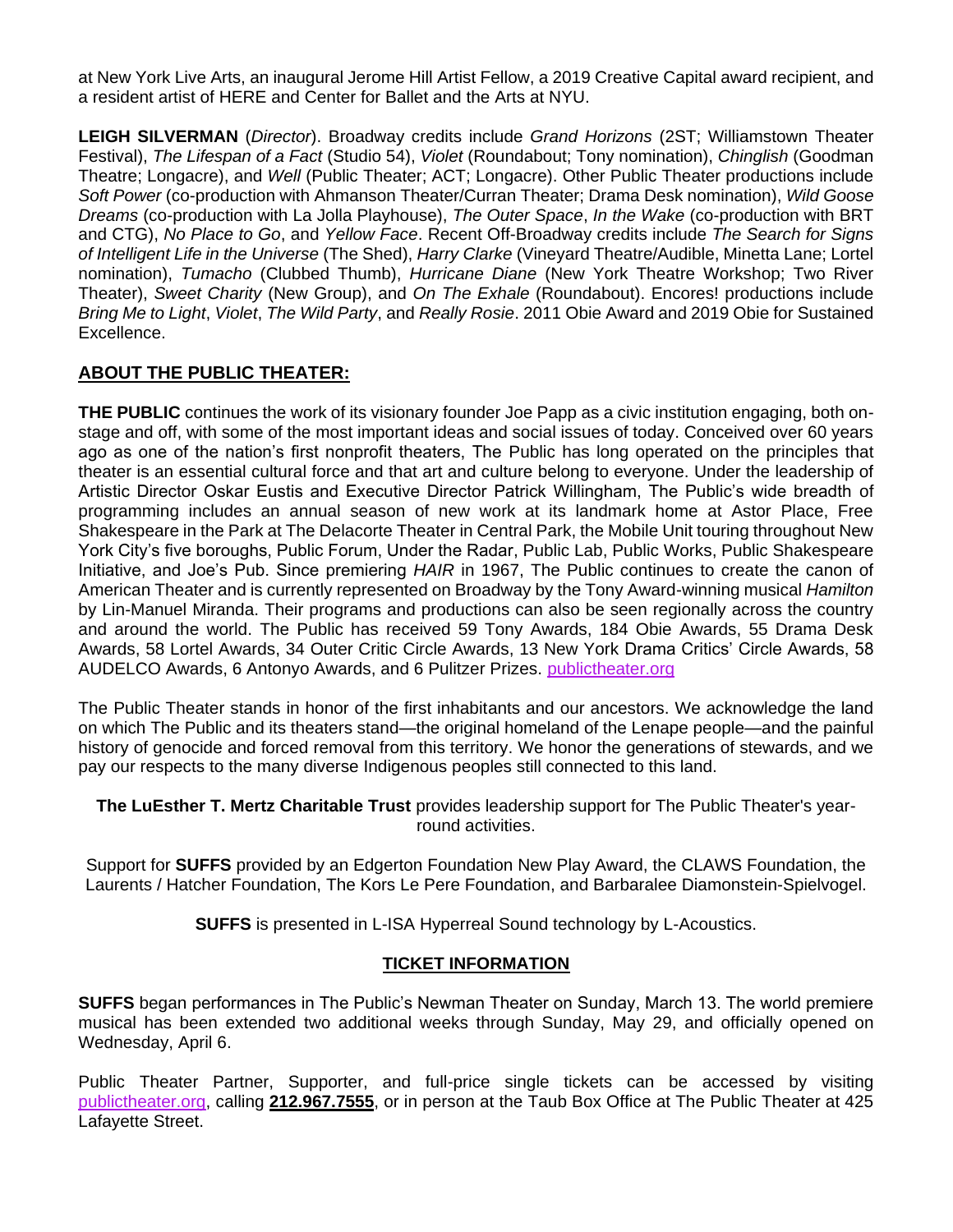at New York Live Arts, an inaugural Jerome Hill Artist Fellow, a 2019 Creative Capital award recipient, and a resident artist of HERE and Center for Ballet and the Arts at NYU.

**LEIGH SILVERMAN** (*Director*). Broadway credits include *Grand Horizons* (2ST; Williamstown Theater Festival), *The Lifespan of a Fact* (Studio 54), *Violet* (Roundabout; Tony nomination), *Chinglish* (Goodman Theatre; Longacre), and *Well* (Public Theater; ACT; Longacre). Other Public Theater productions include *Soft Power* (co-production with Ahmanson Theater/Curran Theater; Drama Desk nomination), *Wild Goose Dreams* (co-production with La Jolla Playhouse), *The Outer Space*, *In the Wake* (co-production with BRT and CTG), *No Place to Go*, and *Yellow Face*. Recent Off-Broadway credits include *The Search for Signs of Intelligent Life in the Universe* (The Shed), *Harry Clarke* (Vineyard Theatre/Audible, Minetta Lane; Lortel nomination), *Tumacho* (Clubbed Thumb), *Hurricane Diane* (New York Theatre Workshop; Two River Theater), *Sweet Charity* (New Group), and *On The Exhale* (Roundabout). Encores! productions include *Bring Me to Light*, *Violet*, *The Wild Party*, and *Really Rosie*. 2011 Obie Award and 2019 Obie for Sustained Excellence.

## ABOUT THE PUBLIC THEATER:

**THE PUBLIC** continues the work of its visionary founder Joe Papp as a civic institution engaging, both on-stage and off, with some of the most important ideas and social issues of today. Conceived over 60 years ago as one of the nation's first nonprofit theaters, The Public has long operated on the principles that theater is an essential cultural force and that art and culture belong to everyone. Under the leadership of Artistic Director Oskar Eustis and Executive Director Patrick Willingham, The Public's wide breadth of programming includes an annual season of new work at its landmark home at Astor Place, Free Shakespeare in the Park at The Delacorte Theater in Central Park, the Mobile Unit touring throughout New York City's five boroughs, Public Forum, Under the Radar, Public Lab, Public Works, Public Shakespeare Initiative, and Joe's Pub. Since premiering *HAIR* in 1967, The Public continues to create the canon of American Theater and is currently represented on Broadway by the Tony Award-winning musical *Hamilton* by Lin-Manuel Miranda. Their programs and productions can also be seen regionally across the country and around the world. The Public has received 59 Tony Awards, 184 Obie Awards, 55 Drama Desk Awards, 58 Lortel Awards, 34 Outer Critic Circle Awards, 13 New York Drama Critics' Circle Awards, 58 AUDELCO Awards, 6 Antonyo Awards, and 6 Pulitzer Prizes. publictheater.org

The Public Theater stands in honor of the first inhabitants and our ancestors. We acknowledge the land on which The Public and its theaters stand—the original homeland of the Lenape people—and the painful history of genocide and forced removal from this territory. We honor the generations of stewards, and we pay our respects to the many diverse Indigenous peoples still connected to this land.

**The LuEsther T. Mertz Charitable Trust** provides leadership support for The Public Theater's year-round activities.

Support for **SUFFS** provided by an Edgerton Foundation New Play Award, the CLAWS Foundation, the Laurents / Hatcher Foundation, The Kors Le Pere Foundation, and Barbaralee Diamonstein-Spielvogel.

**SUFFS** is presented in L-ISA Hyperreal Sound technology by L-Acoustics.

## TICKET INFORMATION

**SUFFS** began performances in The Public's Newman Theater on Sunday, March 13. The world premiere musical has been extended two additional weeks through Sunday, May 29, and officially opened on Wednesday, April 6.

Public Theater Partner, Supporter, and full-price single tickets can be accessed by visiting publictheater.org, calling **212.967.7555**, or in person at the Taub Box Office at The Public Theater at 425 Lafayette Street.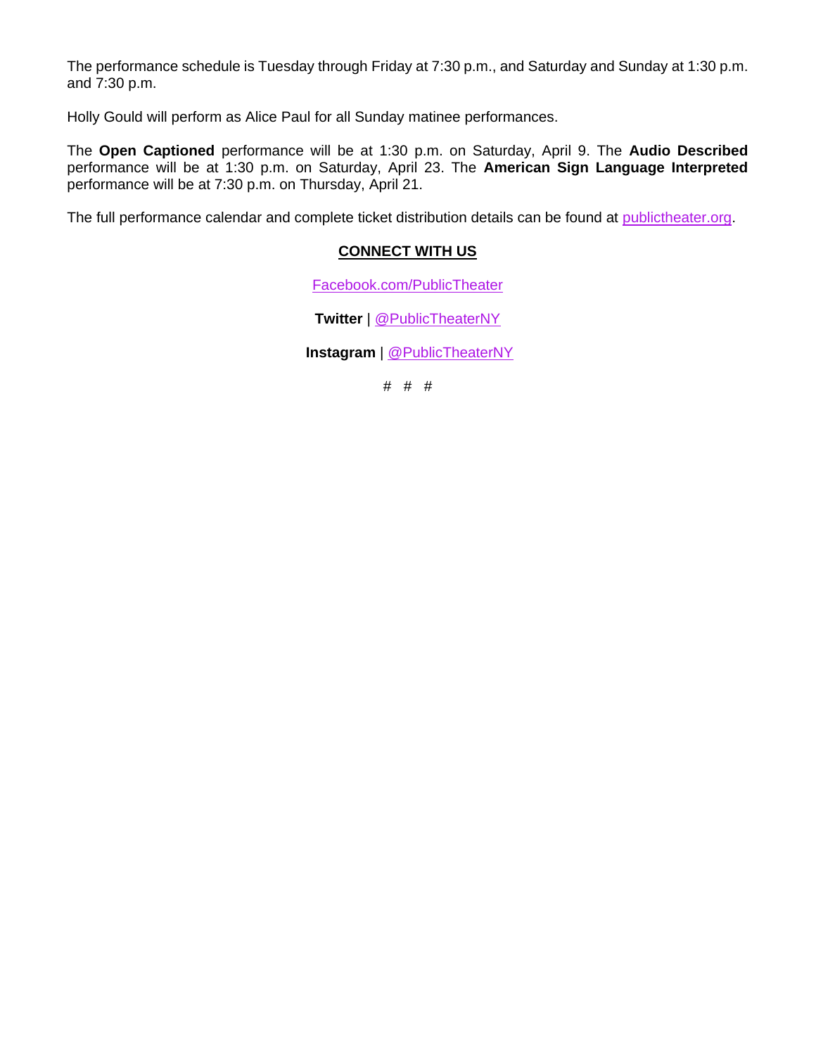The performance schedule is Tuesday through Friday at 7:30 p.m., and Saturday and Sunday at 1:30 p.m. and 7:30 p.m.

Holly Gould will perform as Alice Paul for all Sunday matinee performances.

The **Open Captioned** performance will be at 1:30 p.m. on Saturday, April 9. The **Audio Described** performance will be at 1:30 p.m. on Saturday, April 23. The **American Sign Language Interpreted** performance will be at 7:30 p.m. on Thursday, April 21.

The full performance calendar and complete ticket distribution details can be found at [publictheater.org](publictheater.org).

**CONNECT WITH US**

[Facebook.com/PublicTheater](Facebook.com/PublicTheater)

**Twitter** | @PublicTheaterNY

**Instagram** | @PublicTheaterNY

# # #